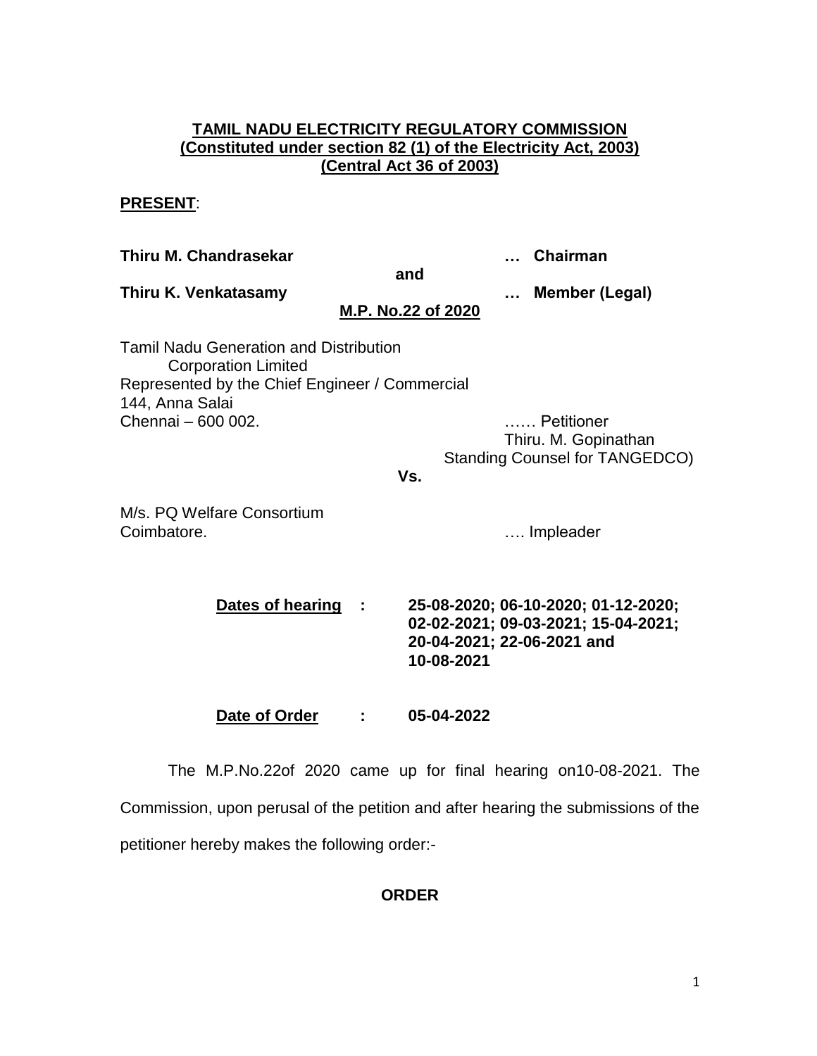**TAMIL NADU ELECTRICITY REGULATORY COMMISSION**
**(Constituted under section 82 (1) of the Electricity Act, 2003)**
**(Central Act 36 of 2003)**

**PRESENT**:

**Thiru M. Chandrasekar** … **Chairman**

**and**

**Thiru K. Venkatasamy** … **Member (Legal)**

**M.P. No.22 of 2020**

Tamil Nadu Generation and Distribution
Corporation Limited
Represented by the Chief Engineer / Commercial
144, Anna Salai
Chennai – 600 002. …… Petitioner

Thiru. M. Gopinathan
Standing Counsel for TANGEDCO)

**Vs.**

M/s. PQ Welfare Consortium
Coimbatore. …. Impleader

**Dates of hearing** : **25-08-2020; 06-10-2020; 01-12-2020; 02-02-2021; 09-03-2021; 15-04-2021; 20-04-2021; 22-06-2021 and 10-08-2021**

**Date of Order** : **05-04-2022**

The M.P.No.22of 2020 came up for final hearing on10-08-2021. The Commission, upon perusal of the petition and after hearing the submissions of the petitioner hereby makes the following order:-

**ORDER**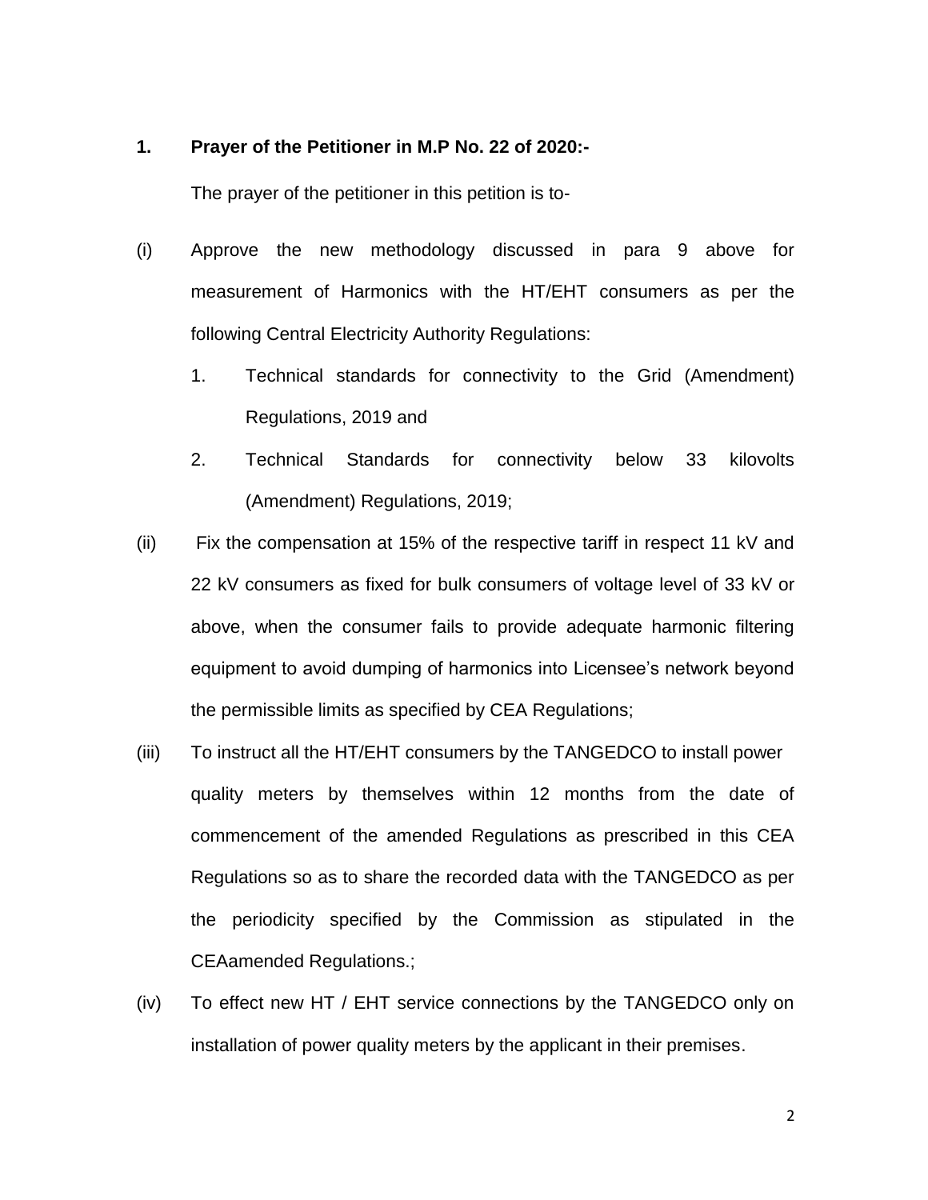**1. Prayer of the Petitioner in M.P No. 22 of 2020:-**

The prayer of the petitioner in this petition is to-

(i) Approve the new methodology discussed in para 9 above for measurement of Harmonics with the HT/EHT consumers as per the following Central Electricity Authority Regulations:

1. Technical standards for connectivity to the Grid (Amendment) Regulations, 2019 and
2. Technical Standards for connectivity below 33 kilovolts (Amendment) Regulations, 2019;

(ii) Fix the compensation at 15% of the respective tariff in respect 11 kV and 22 kV consumers as fixed for bulk consumers of voltage level of 33 kV or above, when the consumer fails to provide adequate harmonic filtering equipment to avoid dumping of harmonics into Licensee's network beyond the permissible limits as specified by CEA Regulations;

(iii) To instruct all the HT/EHT consumers by the TANGEDCO to install power quality meters by themselves within 12 months from the date of commencement of the amended Regulations as prescribed in this CEA Regulations so as to share the recorded data with the TANGEDCO as per the periodicity specified by the Commission as stipulated in the CEAamended Regulations.;

(iv) To effect new HT / EHT service connections by the TANGEDCO only on installation of power quality meters by the applicant in their premises.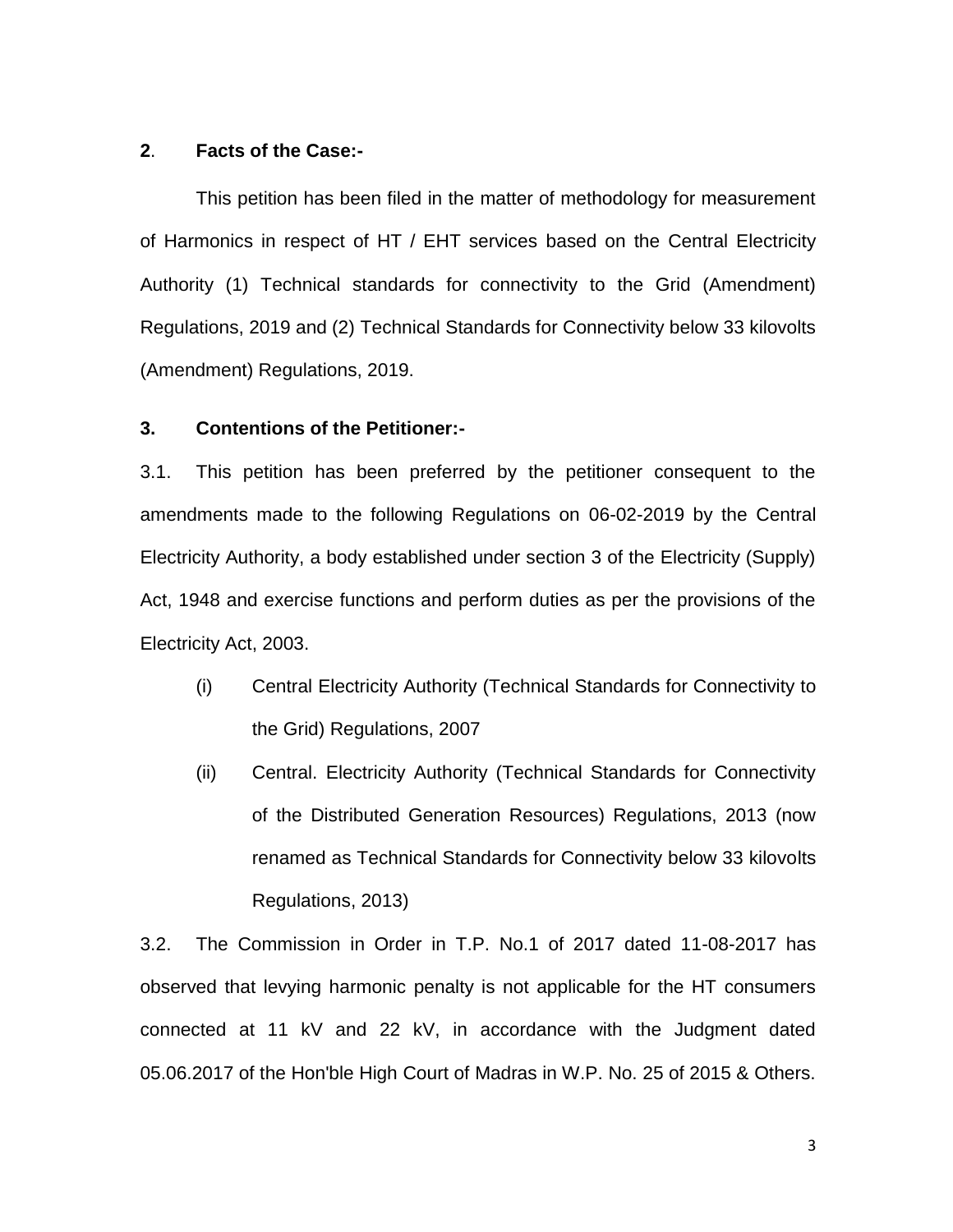## **2**. **Facts of the Case:-**

This petition has been filed in the matter of methodology for measurement of Harmonics in respect of HT / EHT services based on the Central Electricity Authority (1) Technical standards for connectivity to the Grid (Amendment) Regulations, 2019 and (2) Technical Standards for Connectivity below 33 kilovolts (Amendment) Regulations, 2019.

## **3. Contentions of the Petitioner:-**

3.1. This petition has been preferred by the petitioner consequent to the amendments made to the following Regulations on 06-02-2019 by the Central Electricity Authority, a body established under section 3 of the Electricity (Supply) Act, 1948 and exercise functions and perform duties as per the provisions of the Electricity Act, 2003.

(i) Central Electricity Authority (Technical Standards for Connectivity to the Grid) Regulations, 2007

(ii) Central. Electricity Authority (Technical Standards for Connectivity of the Distributed Generation Resources) Regulations, 2013 (now renamed as Technical Standards for Connectivity below 33 kilovolts Regulations, 2013)

3.2. The Commission in Order in T.P. No.1 of 2017 dated 11-08-2017 has observed that levying harmonic penalty is not applicable for the HT consumers connected at 11 kV and 22 kV, in accordance with the Judgment dated 05.06.2017 of the Hon'ble High Court of Madras in W.P. No. 25 of 2015 & Others.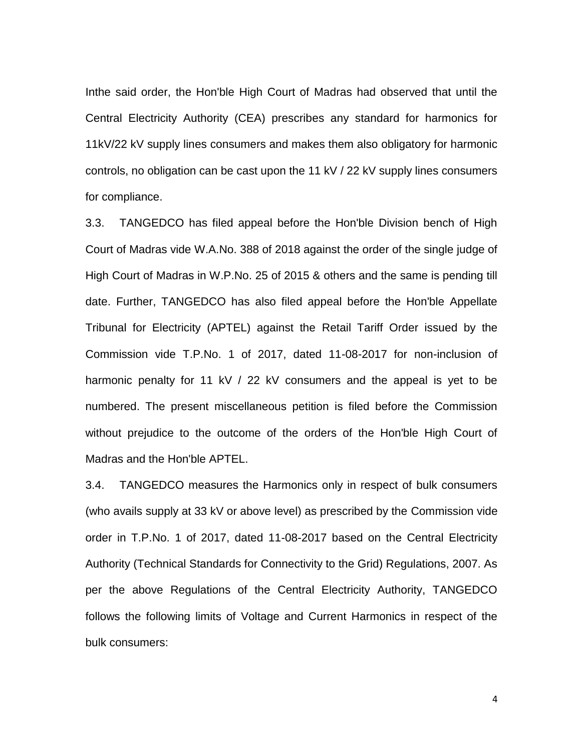Inthe said order, the Hon'ble High Court of Madras had observed that until the Central Electricity Authority (CEA) prescribes any standard for harmonics for 11kV/22 kV supply lines consumers and makes them also obligatory for harmonic controls, no obligation can be cast upon the 11 kV / 22 kV supply lines consumers for compliance.

3.3. TANGEDCO has filed appeal before the Hon'ble Division bench of High Court of Madras vide W.A.No. 388 of 2018 against the order of the single judge of High Court of Madras in W.P.No. 25 of 2015 & others and the same is pending till date. Further, TANGEDCO has also filed appeal before the Hon'ble Appellate Tribunal for Electricity (APTEL) against the Retail Tariff Order issued by the Commission vide T.P.No. 1 of 2017, dated 11-08-2017 for non-inclusion of harmonic penalty for 11 kV / 22 kV consumers and the appeal is yet to be numbered. The present miscellaneous petition is filed before the Commission without prejudice to the outcome of the orders of the Hon'ble High Court of Madras and the Hon'ble APTEL.

3.4. TANGEDCO measures the Harmonics only in respect of bulk consumers (who avails supply at 33 kV or above level) as prescribed by the Commission vide order in T.P.No. 1 of 2017, dated 11-08-2017 based on the Central Electricity Authority (Technical Standards for Connectivity to the Grid) Regulations, 2007. As per the above Regulations of the Central Electricity Authority, TANGEDCO follows the following limits of Voltage and Current Harmonics in respect of the bulk consumers: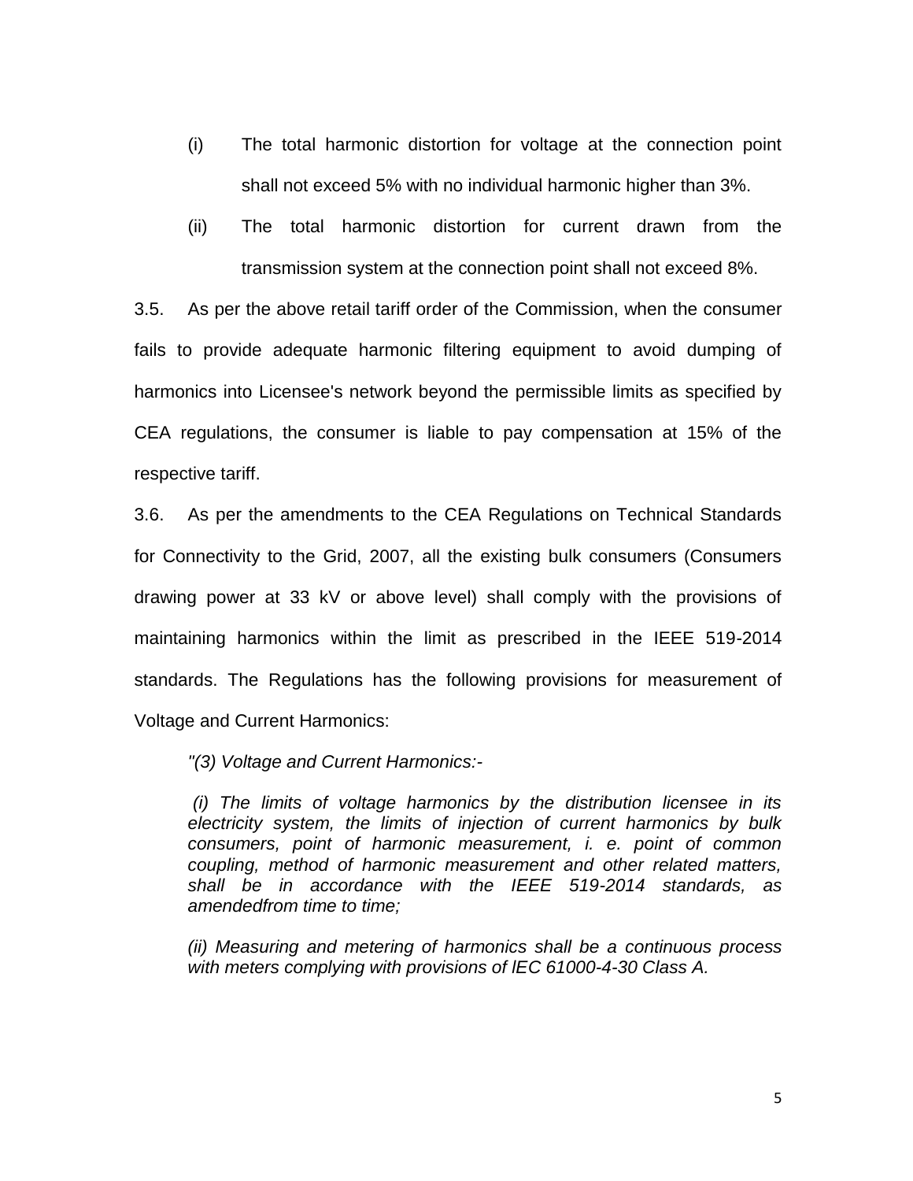(i) The total harmonic distortion for voltage at the connection point shall not exceed 5% with no individual harmonic higher than 3%.

(ii) The total harmonic distortion for current drawn from the transmission system at the connection point shall not exceed 8%.

3.5. As per the above retail tariff order of the Commission, when the consumer fails to provide adequate harmonic filtering equipment to avoid dumping of harmonics into Licensee's network beyond the permissible limits as specified by CEA regulations, the consumer is liable to pay compensation at 15% of the respective tariff.

3.6. As per the amendments to the CEA Regulations on Technical Standards for Connectivity to the Grid, 2007, all the existing bulk consumers (Consumers drawing power at 33 kV or above level) shall comply with the provisions of maintaining harmonics within the limit as prescribed in the IEEE 519-2014 standards. The Regulations has the following provisions for measurement of Voltage and Current Harmonics:

*"(3) Voltage and Current Harmonics:-*

*(i) The limits of voltage harmonics by the distribution licensee in its electricity system, the limits of injection of current harmonics by bulk consumers, point of harmonic measurement, i. e. point of common coupling, method of harmonic measurement and other related matters, shall be in accordance with the IEEE 519-2014 standards, as amendedfrom time to time;*

*(ii) Measuring and metering of harmonics shall be a continuous process with meters complying with provisions of lEC 61000-4-30 Class A.*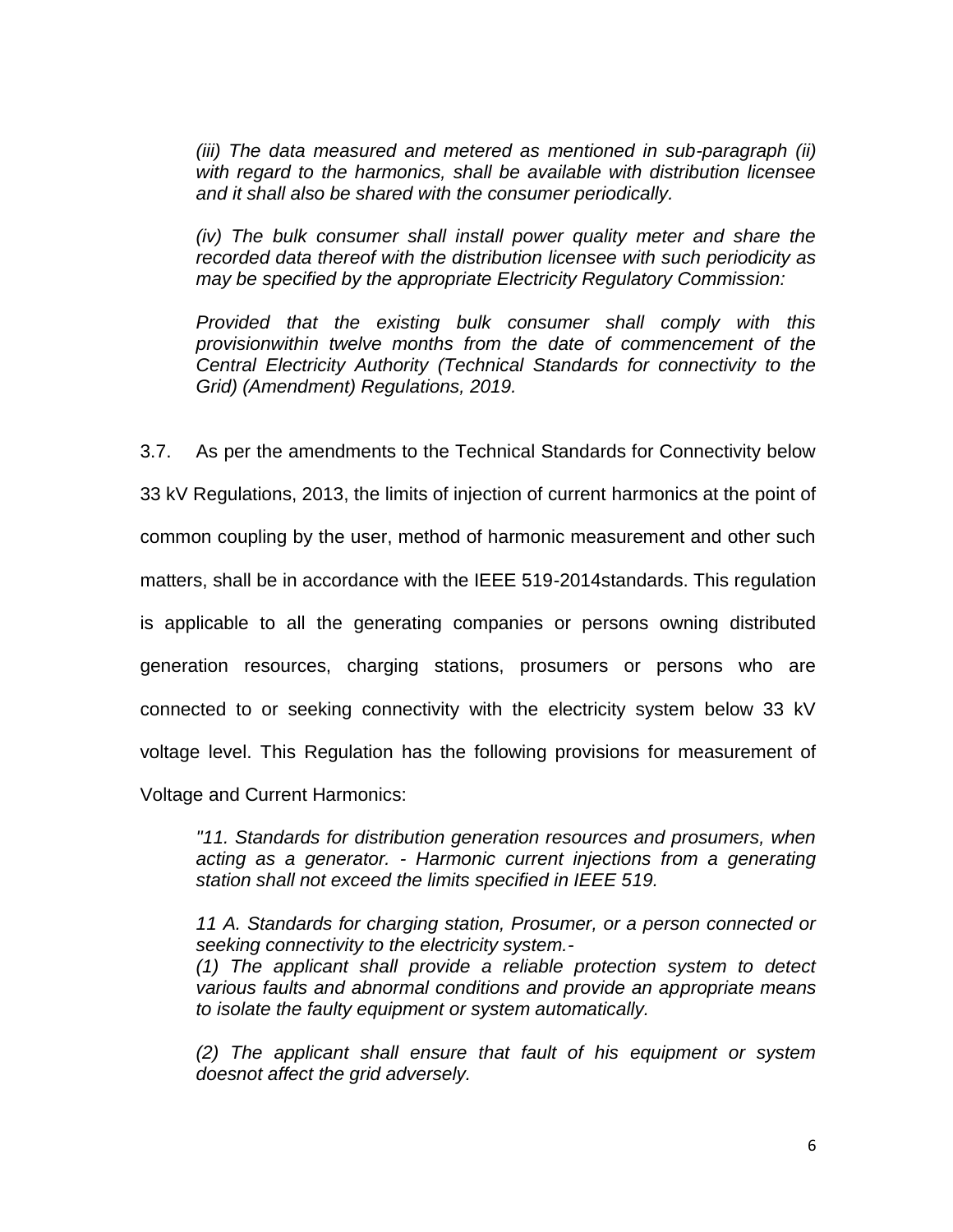*(iii) The data measured and metered as mentioned in sub-paragraph (ii) with regard to the harmonics, shall be available with distribution licensee and it shall also be shared with the consumer periodically.*

*(iv) The bulk consumer shall install power quality meter and share the recorded data thereof with the distribution licensee with such periodicity as may be specified by the appropriate Electricity Regulatory Commission:*

*Provided that the existing bulk consumer shall comply with this provisionwithin twelve months from the date of commencement of the Central Electricity Authority (Technical Standards for connectivity to the Grid) (Amendment) Regulations, 2019.*

3.7. As per the amendments to the Technical Standards for Connectivity below 33 kV Regulations, 2013, the limits of injection of current harmonics at the point of common coupling by the user, method of harmonic measurement and other such matters, shall be in accordance with the IEEE 519-2014standards. This regulation is applicable to all the generating companies or persons owning distributed generation resources, charging stations, prosumers or persons who are connected to or seeking connectivity with the electricity system below 33 kV voltage level. This Regulation has the following provisions for measurement of Voltage and Current Harmonics:

*"11. Standards for distribution generation resources and prosumers, when acting as a generator. - Harmonic current injections from a generating station shall not exceed the limits specified in IEEE 519.*

*11 A. Standards for charging station, Prosumer, or a person connected or seeking connectivity to the electricity system.-*
*(1) The applicant shall provide a reliable protection system to detect various faults and abnormal conditions and provide an appropriate means to isolate the faulty equipment or system automatically.*

*(2) The applicant shall ensure that fault of his equipment or system doesnot affect the grid adversely.*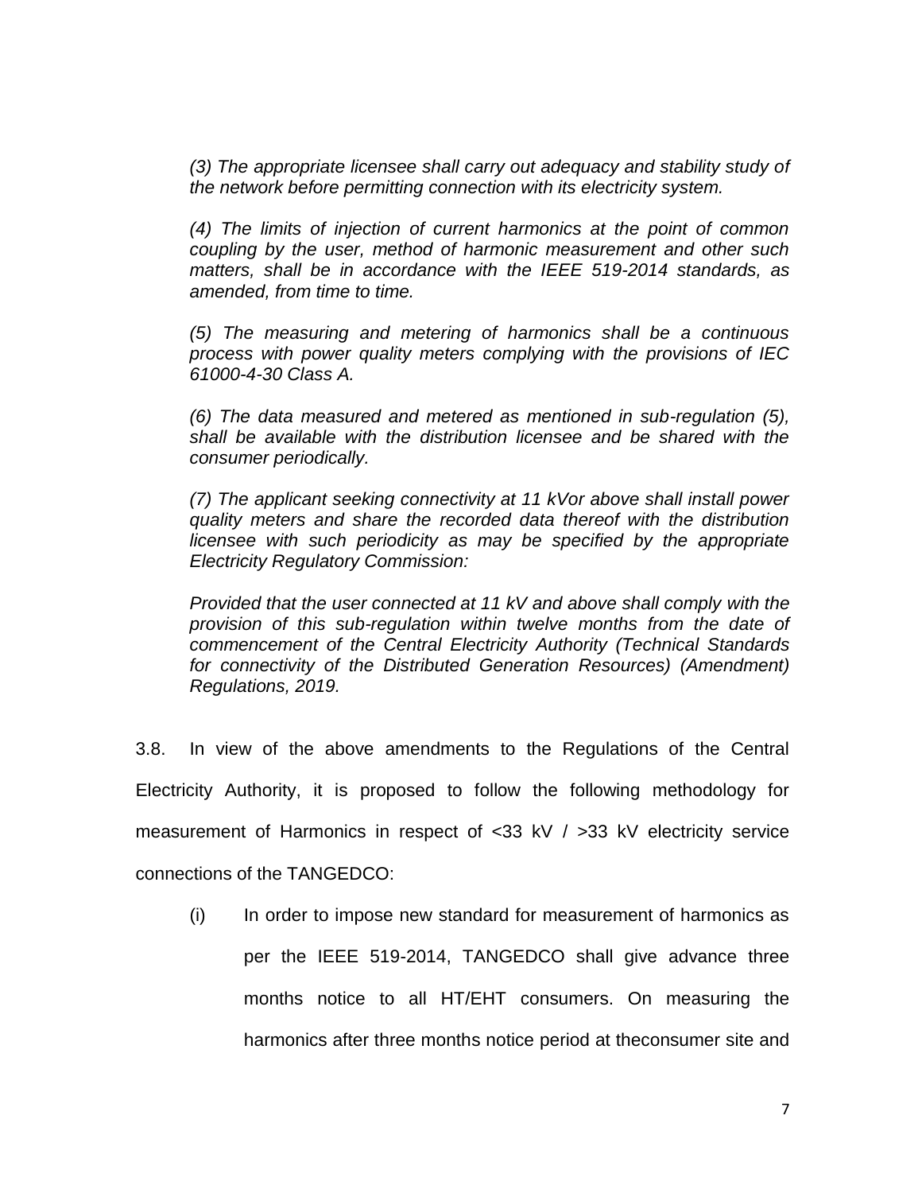*(3) The appropriate licensee shall carry out adequacy and stability study of the network before permitting connection with its electricity system.*

*(4) The limits of injection of current harmonics at the point of common coupling by the user, method of harmonic measurement and other such matters, shall be in accordance with the IEEE 519-2014 standards, as amended, from time to time.*

*(5) The measuring and metering of harmonics shall be a continuous process with power quality meters complying with the provisions of IEC 61000-4-30 Class A.*

*(6) The data measured and metered as mentioned in sub-regulation (5), shall be available with the distribution licensee and be shared with the consumer periodically.*

*(7) The applicant seeking connectivity at 11 kVor above shall install power quality meters and share the recorded data thereof with the distribution licensee with such periodicity as may be specified by the appropriate Electricity Regulatory Commission:*

*Provided that the user connected at 11 kV and above shall comply with the provision of this sub-regulation within twelve months from the date of commencement of the Central Electricity Authority (Technical Standards for connectivity of the Distributed Generation Resources) (Amendment) Regulations, 2019.*

3.8. In view of the above amendments to the Regulations of the Central Electricity Authority, it is proposed to follow the following methodology for measurement of Harmonics in respect of <33 kV / >33 kV electricity service connections of the TANGEDCO:

(i) In order to impose new standard for measurement of harmonics as per the IEEE 519-2014, TANGEDCO shall give advance three months notice to all HT/EHT consumers. On measuring the harmonics after three months notice period at theconsumer site and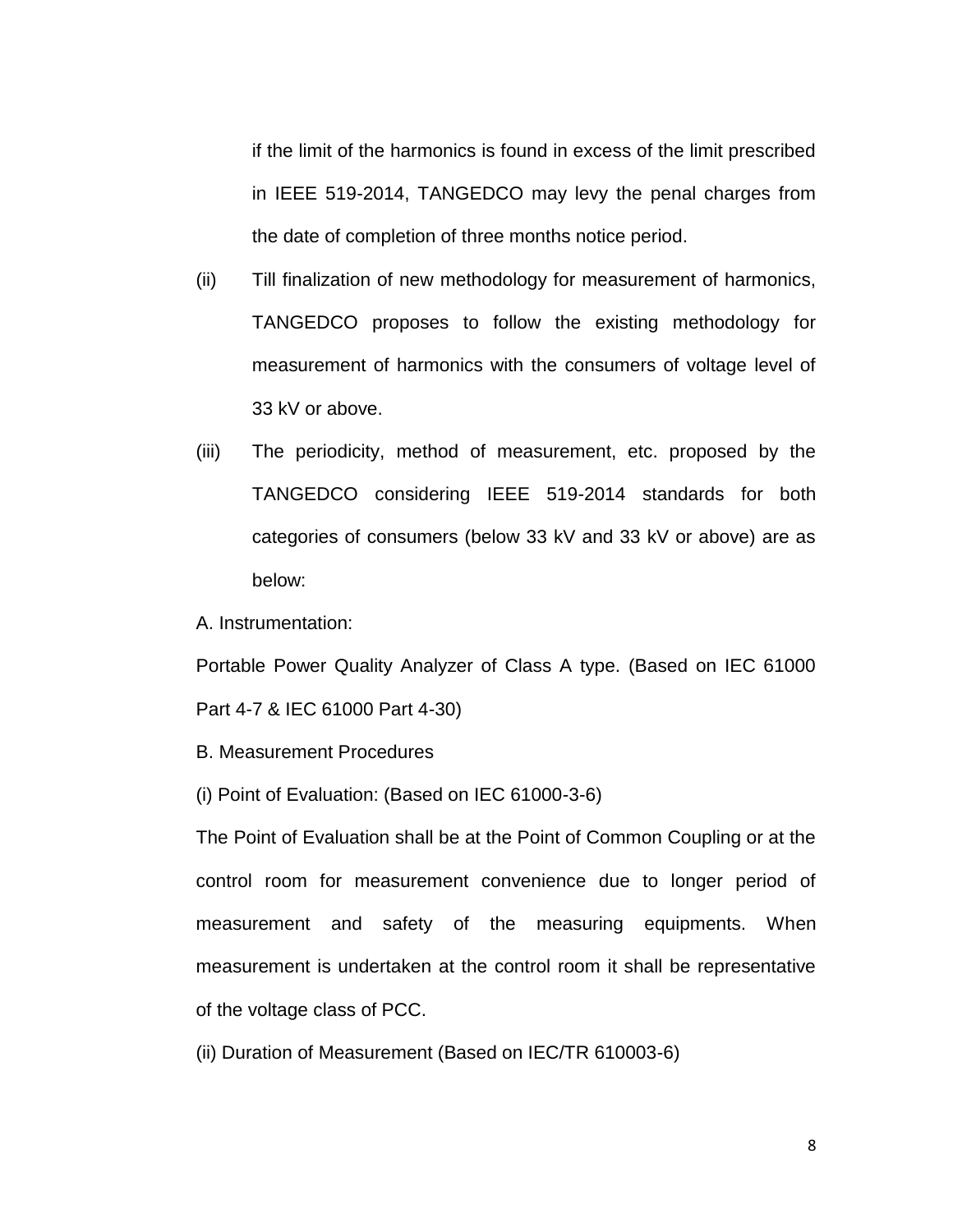if the limit of the harmonics is found in excess of the limit prescribed in IEEE 519-2014, TANGEDCO may levy the penal charges from the date of completion of three months notice period.

(ii) Till finalization of new methodology for measurement of harmonics, TANGEDCO proposes to follow the existing methodology for measurement of harmonics with the consumers of voltage level of 33 kV or above.

(iii) The periodicity, method of measurement, etc. proposed by the TANGEDCO considering IEEE 519-2014 standards for both categories of consumers (below 33 kV and 33 kV or above) are as below:

A. Instrumentation:

Portable Power Quality Analyzer of Class A type. (Based on IEC 61000 Part 4-7 & IEC 61000 Part 4-30)

B. Measurement Procedures

(i) Point of Evaluation: (Based on IEC 61000-3-6)

The Point of Evaluation shall be at the Point of Common Coupling or at the control room for measurement convenience due to longer period of measurement and safety of the measuring equipments. When measurement is undertaken at the control room it shall be representative of the voltage class of PCC.

(ii) Duration of Measurement (Based on IEC/TR 610003-6)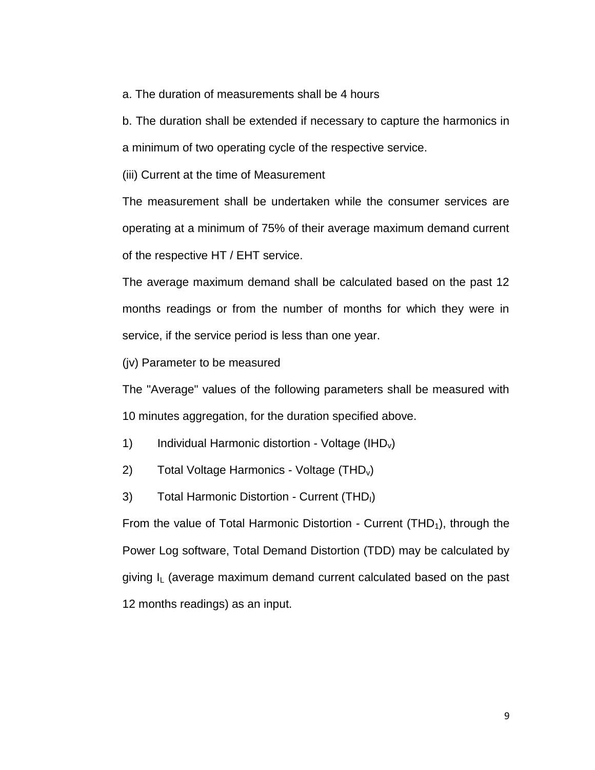a. The duration of measurements shall be 4 hours

b. The duration shall be extended if necessary to capture the harmonics in a minimum of two operating cycle of the respective service.

(iii) Current at the time of Measurement

The measurement shall be undertaken while the consumer services are operating at a minimum of 75% of their average maximum demand current of the respective HT / EHT service.

The average maximum demand shall be calculated based on the past 12 months readings or from the number of months for which they were in service, if the service period is less than one year.

(jv) Parameter to be measured

The "Average" values of the following parameters shall be measured with 10 minutes aggregation, for the duration specified above.

1) Individual Harmonic distortion - Voltage ($IHD_v$)

2) Total Voltage Harmonics - Voltage ($THD_v$)

3) Total Harmonic Distortion - Current ($THD_I$)

From the value of Total Harmonic Distortion - Current ($THD_1$), through the Power Log software, Total Demand Distortion (TDD) may be calculated by giving $I_L$ (average maximum demand current calculated based on the past 12 months readings) as an input.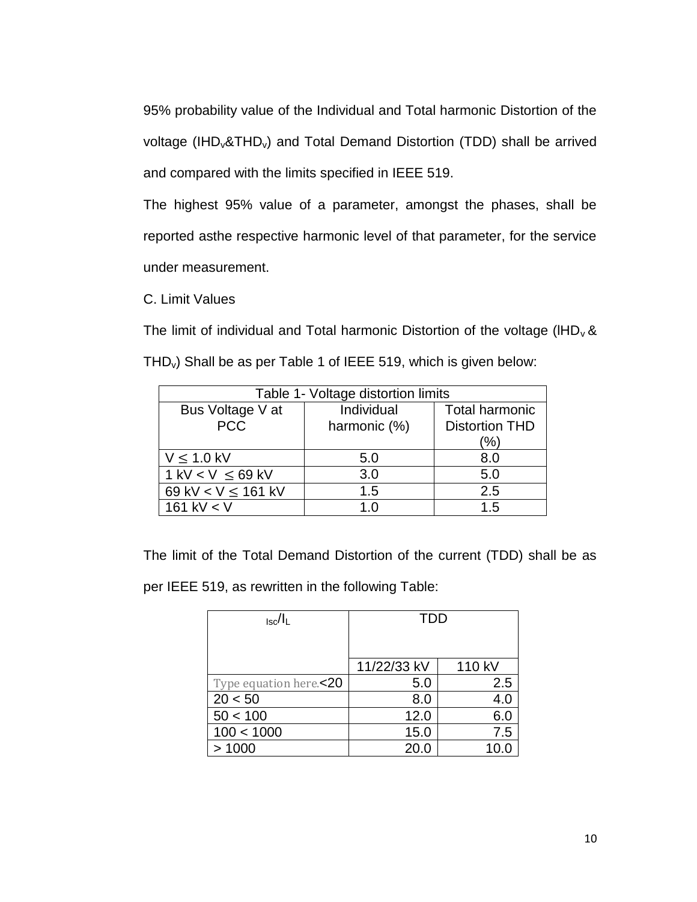95% probability value of the Individual and Total harmonic Distortion of the voltage ($IHD_v$&$THD_v$) and Total Demand Distortion (TDD) shall be arrived and compared with the limits specified in IEEE 519.

The highest 95% value of a parameter, amongst the phases, shall be reported asthe respective harmonic level of that parameter, for the service under measurement.

C. Limit Values

The limit of individual and Total harmonic Distortion of the voltage ($lHD_v$ & $THD_v$) Shall be as per Table 1 of IEEE 519, which is given below:

| Table 1- Voltage distortion limits | | |
|---|---|---|
| Bus Voltage V at PCC | Individual harmonic (%) | Total harmonic Distortion THD (%) |
| $V \leq 1.0$ kV | 5.0 | 8.0 |
| 1 kV < V $\leq$ 69 kV | 3.0 | 5.0 |
| 69 kV < V $\leq$ 161 kV | 1.5 | 2.5 |
| 161 kV < V | 1.0 | 1.5 |

The limit of the Total Demand Distortion of the current (TDD) shall be as per IEEE 519, as rewritten in the following Table:

| $I_{SC}/I_L$ | TDD | |
|---|---|---|
| | 11/22/33 kV | 110 kV |
| Type equation here.<20 | 5.0 | 2.5 |
| 20 < 50 | 8.0 | 4.0 |
| 50 < 100 | 12.0 | 6.0 |
| 100 < 1000 | 15.0 | 7.5 |
| > 1000 | 20.0 | 10.0 |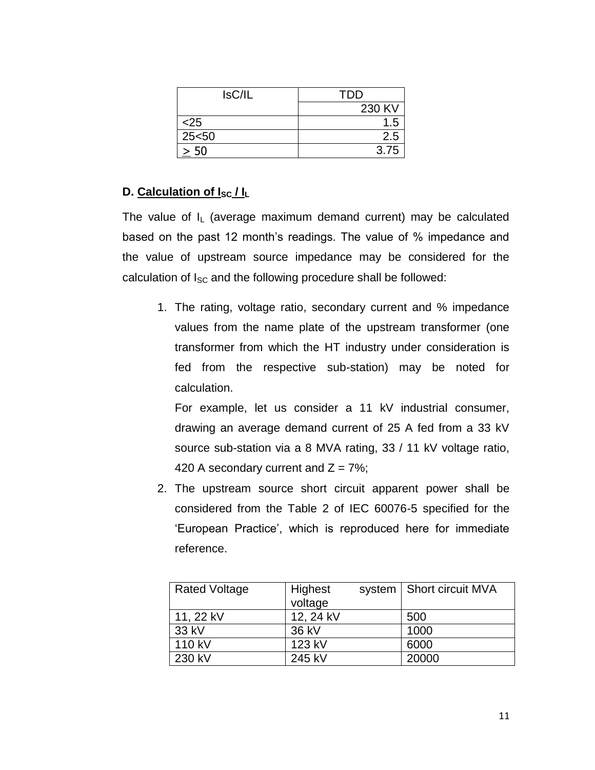| IsC/IL | TDD |
| --- | --- |
| | 230 KV |
| <25 | 1.5 |
| 25<50 | 2.5 |
| $\geq$ 50 | 3.75 |

**D. Calculation of $I_{SC}$ / $I_L$**

The value of $I_L$ (average maximum demand current) may be calculated based on the past 12 month's readings. The value of % impedance and the value of upstream source impedance may be considered for the calculation of $I_{SC}$ and the following procedure shall be followed:

1. The rating, voltage ratio, secondary current and % impedance values from the name plate of the upstream transformer (one transformer from which the HT industry under consideration is fed from the respective sub-station) may be noted for calculation.

   For example, let us consider a 11 kV industrial consumer, drawing an average demand current of 25 A fed from a 33 kV source sub-station via a 8 MVA rating, 33 / 11 kV voltage ratio, 420 A secondary current and Z = 7%;

2. The upstream source short circuit apparent power shall be considered from the Table 2 of IEC 60076-5 specified for the 'European Practice', which is reproduced here for immediate reference.

| Rated Voltage | Highest system voltage | Short circuit MVA |
| --- | --- | --- |
| 11, 22 kV | 12, 24 kV | 500 |
| 33 kV | 36 kV | 1000 |
| 110 kV | 123 kV | 6000 |
| 230 kV | 245 kV | 20000 |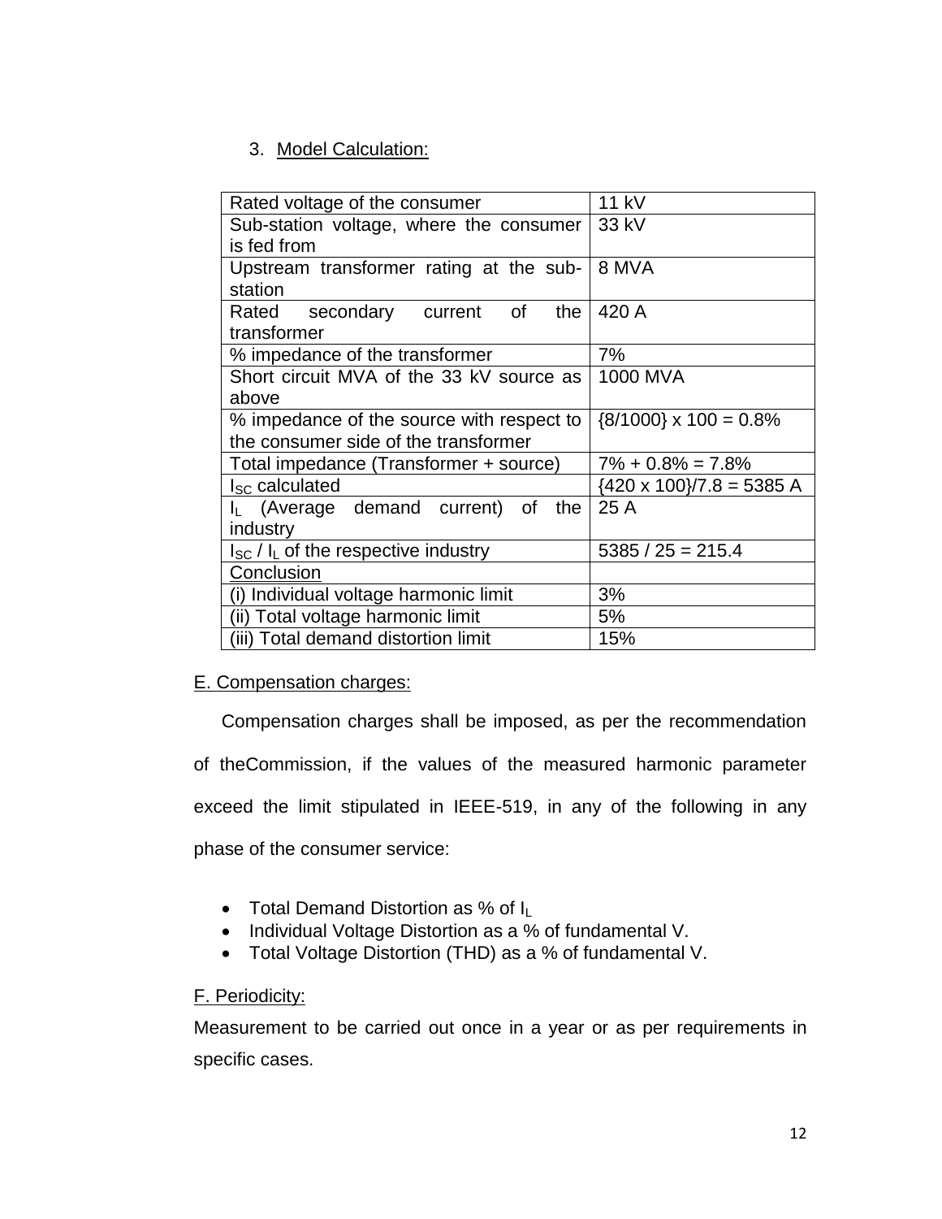3. Model Calculation:

| Rated voltage of the consumer | 11 kV |
|---|---|
| Sub-station voltage, where the consumer is fed from | 33 kV |
| Upstream transformer rating at the sub-station | 8 MVA |
| Rated secondary current of the transformer | 420 A |
| % impedance of the transformer | 7% |
| Short circuit MVA of the 33 kV source as above | 1000 MVA |
| % impedance of the source with respect to the consumer side of the transformer | {8/1000} x 100 = 0.8% |
| Total impedance (Transformer + source) | 7% + 0.8% = 7.8% |
| $I_{SC}$ calculated | {420 x 100}/7.8 = 5385 A |
| $I_L$ (Average demand current) of the industry | 25 A |
| $I_{SC}$ / $I_L$ of the respective industry | 5385 / 25 = 215.4 |
| Conclusion | |
| (i) Individual voltage harmonic limit | 3% |
| (ii) Total voltage harmonic limit | 5% |
| (iii) Total demand distortion limit | 15% |

E. Compensation charges:

Compensation charges shall be imposed, as per the recommendation of theCommission, if the values of the measured harmonic parameter exceed the limit stipulated in IEEE-519, in any of the following in any phase of the consumer service:

- Total Demand Distortion as % of $I_L$
- Individual Voltage Distortion as a % of fundamental V.
- Total Voltage Distortion (THD) as a % of fundamental V.

F. Periodicity:

Measurement to be carried out once in a year or as per requirements in specific cases.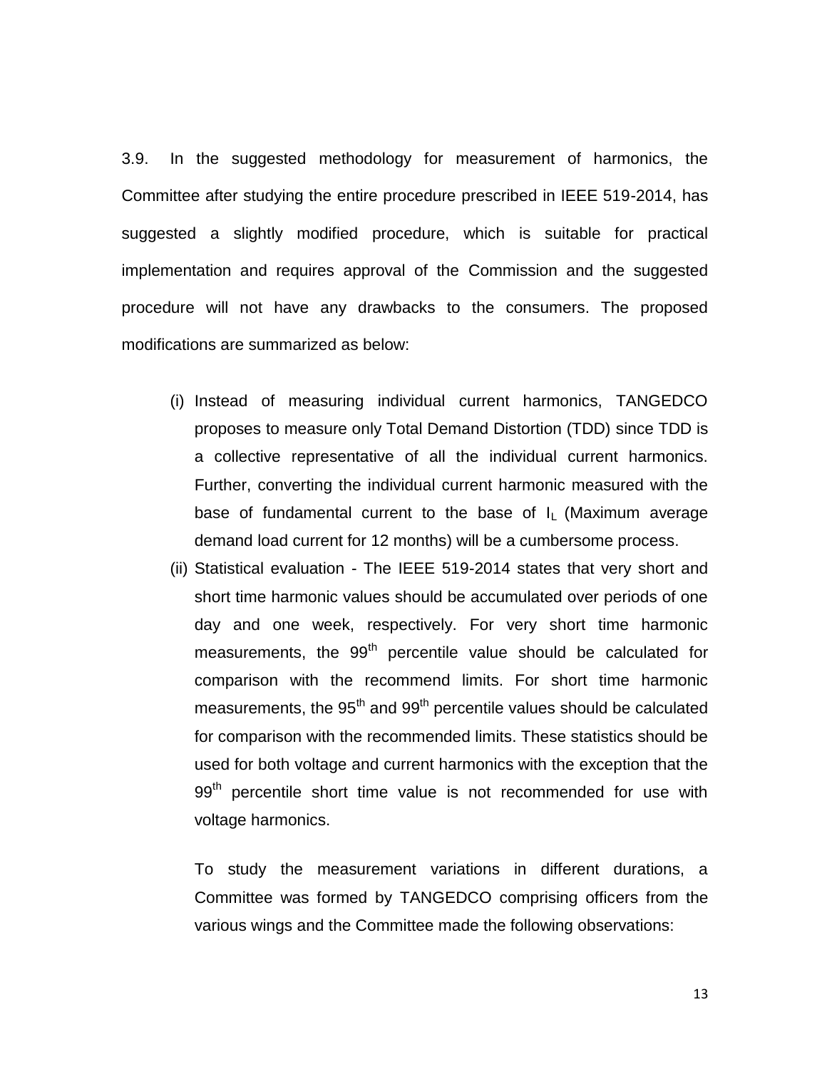3.9. In the suggested methodology for measurement of harmonics, the Committee after studying the entire procedure prescribed in IEEE 519-2014, has suggested a slightly modified procedure, which is suitable for practical implementation and requires approval of the Commission and the suggested procedure will not have any drawbacks to the consumers. The proposed modifications are summarized as below:

(i) Instead of measuring individual current harmonics, TANGEDCO proposes to measure only Total Demand Distortion (TDD) since TDD is a collective representative of all the individual current harmonics. Further, converting the individual current harmonic measured with the base of fundamental current to the base of $I_L$ (Maximum average demand load current for 12 months) will be a cumbersome process.

(ii) Statistical evaluation - The IEEE 519-2014 states that very short and short time harmonic values should be accumulated over periods of one day and one week, respectively. For very short time harmonic measurements, the 99$^{th}$ percentile value should be calculated for comparison with the recommend limits. For short time harmonic measurements, the 95$^{th}$ and 99$^{th}$ percentile values should be calculated for comparison with the recommended limits. These statistics should be used for both voltage and current harmonics with the exception that the 99$^{th}$ percentile short time value is not recommended for use with voltage harmonics.

To study the measurement variations in different durations, a Committee was formed by TANGEDCO comprising officers from the various wings and the Committee made the following observations: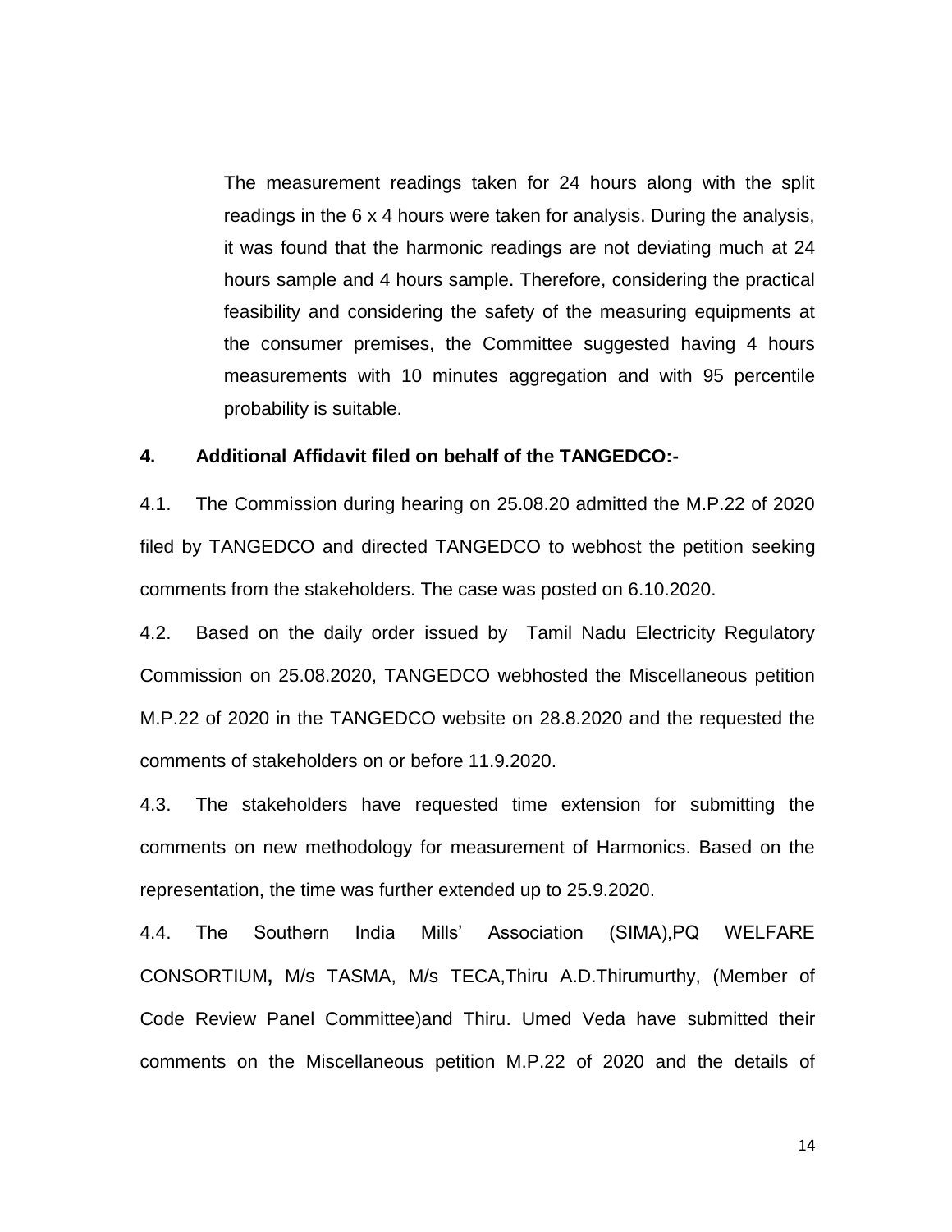The measurement readings taken for 24 hours along with the split readings in the 6 x 4 hours were taken for analysis. During the analysis, it was found that the harmonic readings are not deviating much at 24 hours sample and 4 hours sample. Therefore, considering the practical feasibility and considering the safety of the measuring equipments at the consumer premises, the Committee suggested having 4 hours measurements with 10 minutes aggregation and with 95 percentile probability is suitable.

**4. Additional Affidavit filed on behalf of the TANGEDCO:-**

4.1. The Commission during hearing on 25.08.20 admitted the M.P.22 of 2020 filed by TANGEDCO and directed TANGEDCO to webhost the petition seeking comments from the stakeholders. The case was posted on 6.10.2020.

4.2. Based on the daily order issued by Tamil Nadu Electricity Regulatory Commission on 25.08.2020, TANGEDCO webhosted the Miscellaneous petition M.P.22 of 2020 in the TANGEDCO website on 28.8.2020 and the requested the comments of stakeholders on or before 11.9.2020.

4.3. The stakeholders have requested time extension for submitting the comments on new methodology for measurement of Harmonics. Based on the representation, the time was further extended up to 25.9.2020.

4.4. The Southern India Mills' Association (SIMA),PQ WELFARE CONSORTIUM**,** M/s TASMA, M/s TECA,Thiru A.D.Thirumurthy, (Member of Code Review Panel Committee)and Thiru. Umed Veda have submitted their comments on the Miscellaneous petition M.P.22 of 2020 and the details of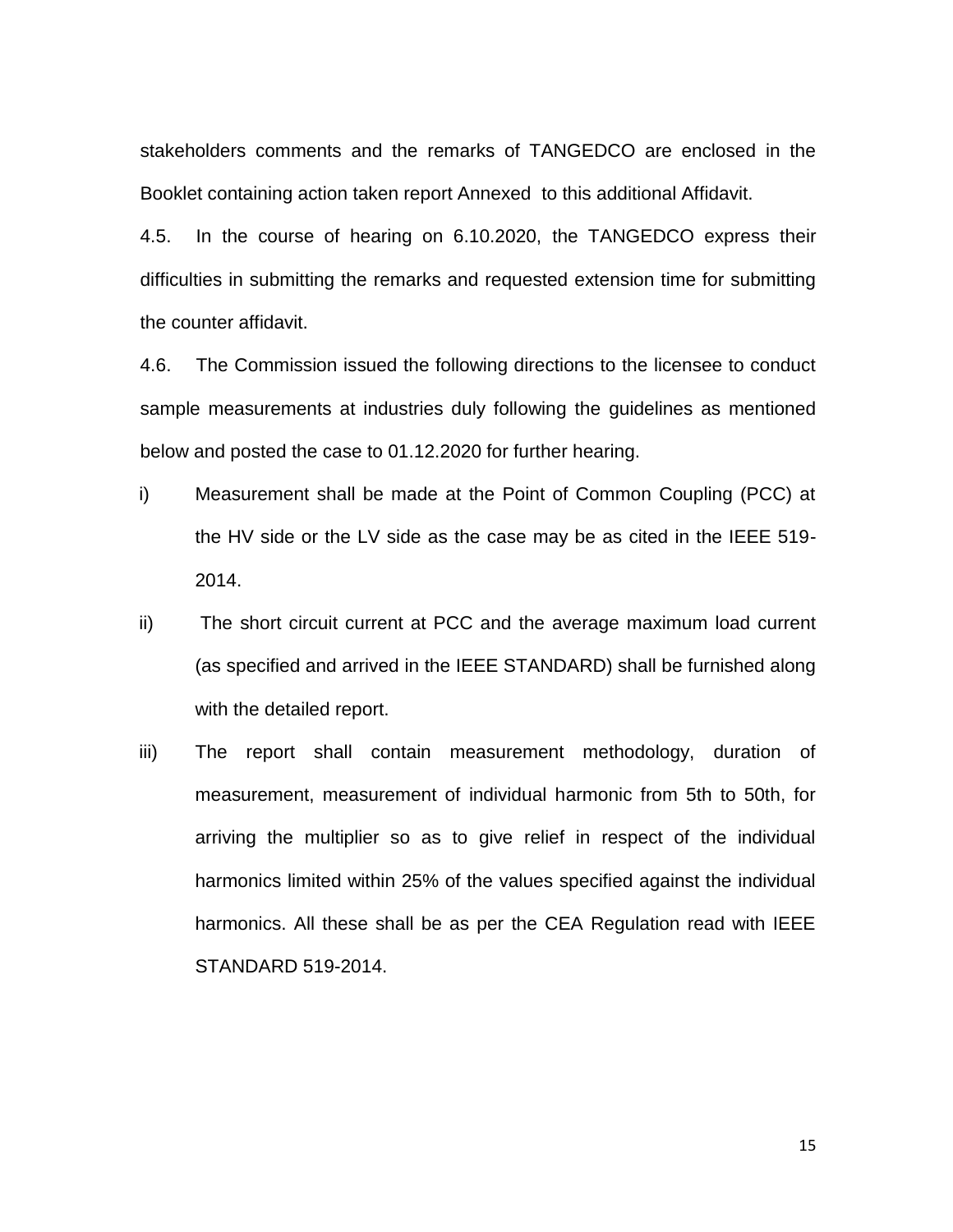stakeholders comments and the remarks of TANGEDCO are enclosed in the Booklet containing action taken report Annexed to this additional Affidavit.

4.5. In the course of hearing on 6.10.2020, the TANGEDCO express their difficulties in submitting the remarks and requested extension time for submitting the counter affidavit.

4.6. The Commission issued the following directions to the licensee to conduct sample measurements at industries duly following the guidelines as mentioned below and posted the case to 01.12.2020 for further hearing.

i) Measurement shall be made at the Point of Common Coupling (PCC) at the HV side or the LV side as the case may be as cited in the IEEE 519-2014.

ii) The short circuit current at PCC and the average maximum load current (as specified and arrived in the IEEE STANDARD) shall be furnished along with the detailed report.

iii) The report shall contain measurement methodology, duration of measurement, measurement of individual harmonic from 5th to 50th, for arriving the multiplier so as to give relief in respect of the individual harmonics limited within 25% of the values specified against the individual harmonics. All these shall be as per the CEA Regulation read with IEEE STANDARD 519-2014.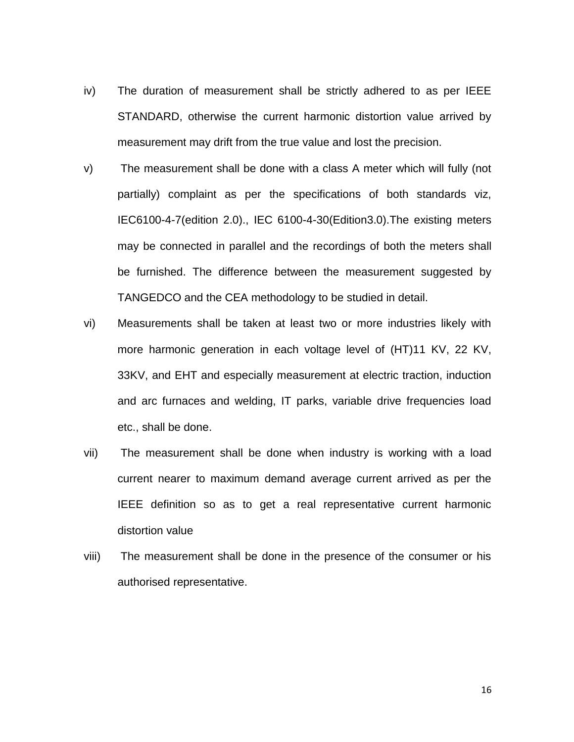iv) The duration of measurement shall be strictly adhered to as per IEEE STANDARD, otherwise the current harmonic distortion value arrived by measurement may drift from the true value and lost the precision.

v) The measurement shall be done with a class A meter which will fully (not partially) complaint as per the specifications of both standards viz, IEC6100-4-7(edition 2.0)., IEC 6100-4-30(Edition3.0).The existing meters may be connected in parallel and the recordings of both the meters shall be furnished. The difference between the measurement suggested by TANGEDCO and the CEA methodology to be studied in detail.

vi) Measurements shall be taken at least two or more industries likely with more harmonic generation in each voltage level of (HT)11 KV, 22 KV, 33KV, and EHT and especially measurement at electric traction, induction and arc furnaces and welding, IT parks, variable drive frequencies load etc., shall be done.

vii) The measurement shall be done when industry is working with a load current nearer to maximum demand average current arrived as per the IEEE definition so as to get a real representative current harmonic distortion value

viii) The measurement shall be done in the presence of the consumer or his authorised representative.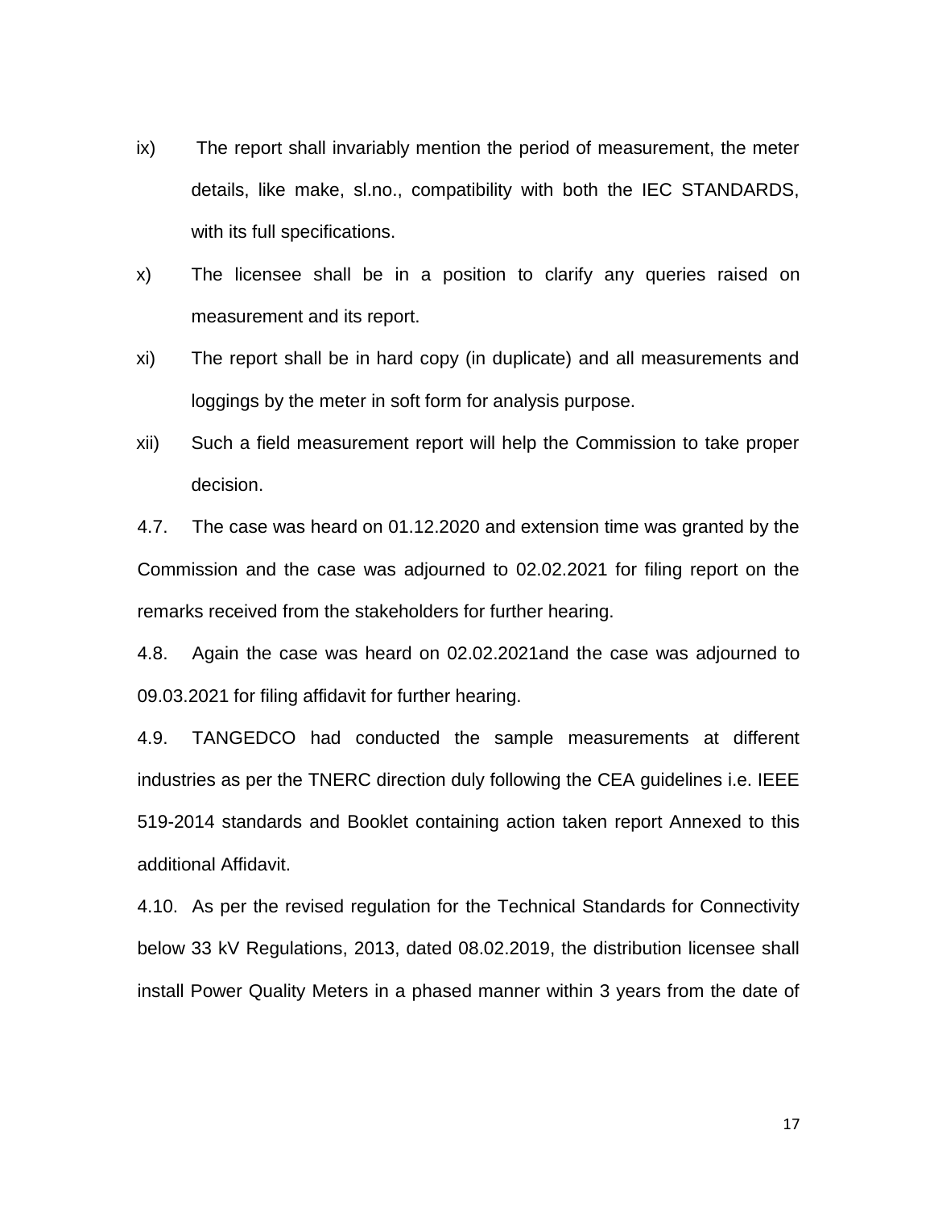ix) The report shall invariably mention the period of measurement, the meter details, like make, sl.no., compatibility with both the IEC STANDARDS, with its full specifications.

x) The licensee shall be in a position to clarify any queries raised on measurement and its report.

xi) The report shall be in hard copy (in duplicate) and all measurements and loggings by the meter in soft form for analysis purpose.

xii) Such a field measurement report will help the Commission to take proper decision.

4.7. The case was heard on 01.12.2020 and extension time was granted by the Commission and the case was adjourned to 02.02.2021 for filing report on the remarks received from the stakeholders for further hearing.

4.8. Again the case was heard on 02.02.2021and the case was adjourned to 09.03.2021 for filing affidavit for further hearing.

4.9. TANGEDCO had conducted the sample measurements at different industries as per the TNERC direction duly following the CEA guidelines i.e. IEEE 519-2014 standards and Booklet containing action taken report Annexed to this additional Affidavit.

4.10. As per the revised regulation for the Technical Standards for Connectivity below 33 kV Regulations, 2013, dated 08.02.2019, the distribution licensee shall install Power Quality Meters in a phased manner within 3 years from the date of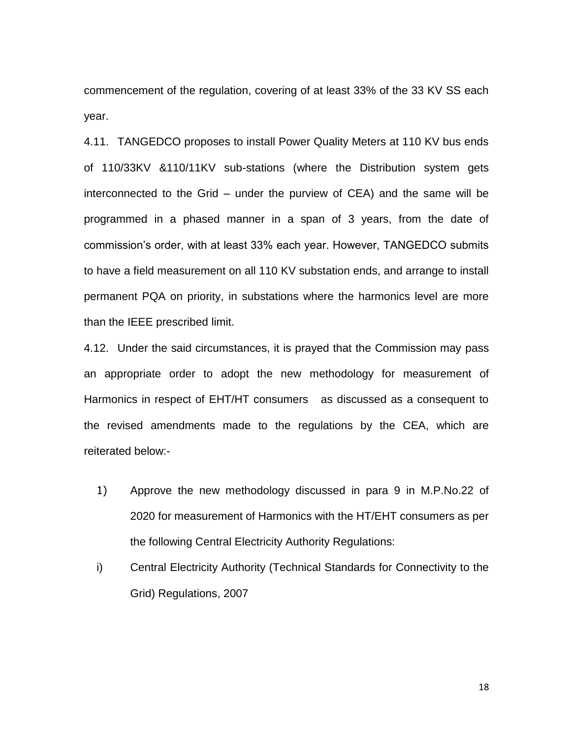commencement of the regulation, covering of at least 33% of the 33 KV SS each year.

4.11. TANGEDCO proposes to install Power Quality Meters at 110 KV bus ends of 110/33KV &110/11KV sub-stations (where the Distribution system gets interconnected to the Grid – under the purview of CEA) and the same will be programmed in a phased manner in a span of 3 years, from the date of commission's order, with at least 33% each year. However, TANGEDCO submits to have a field measurement on all 110 KV substation ends, and arrange to install permanent PQA on priority, in substations where the harmonics level are more than the IEEE prescribed limit.

4.12. Under the said circumstances, it is prayed that the Commission may pass an appropriate order to adopt the new methodology for measurement of Harmonics in respect of EHT/HT consumers as discussed as a consequent to the revised amendments made to the regulations by the CEA, which are reiterated below:-

1) Approve the new methodology discussed in para 9 in M.P.No.22 of 2020 for measurement of Harmonics with the HT/EHT consumers as per the following Central Electricity Authority Regulations:

i) Central Electricity Authority (Technical Standards for Connectivity to the Grid) Regulations, 2007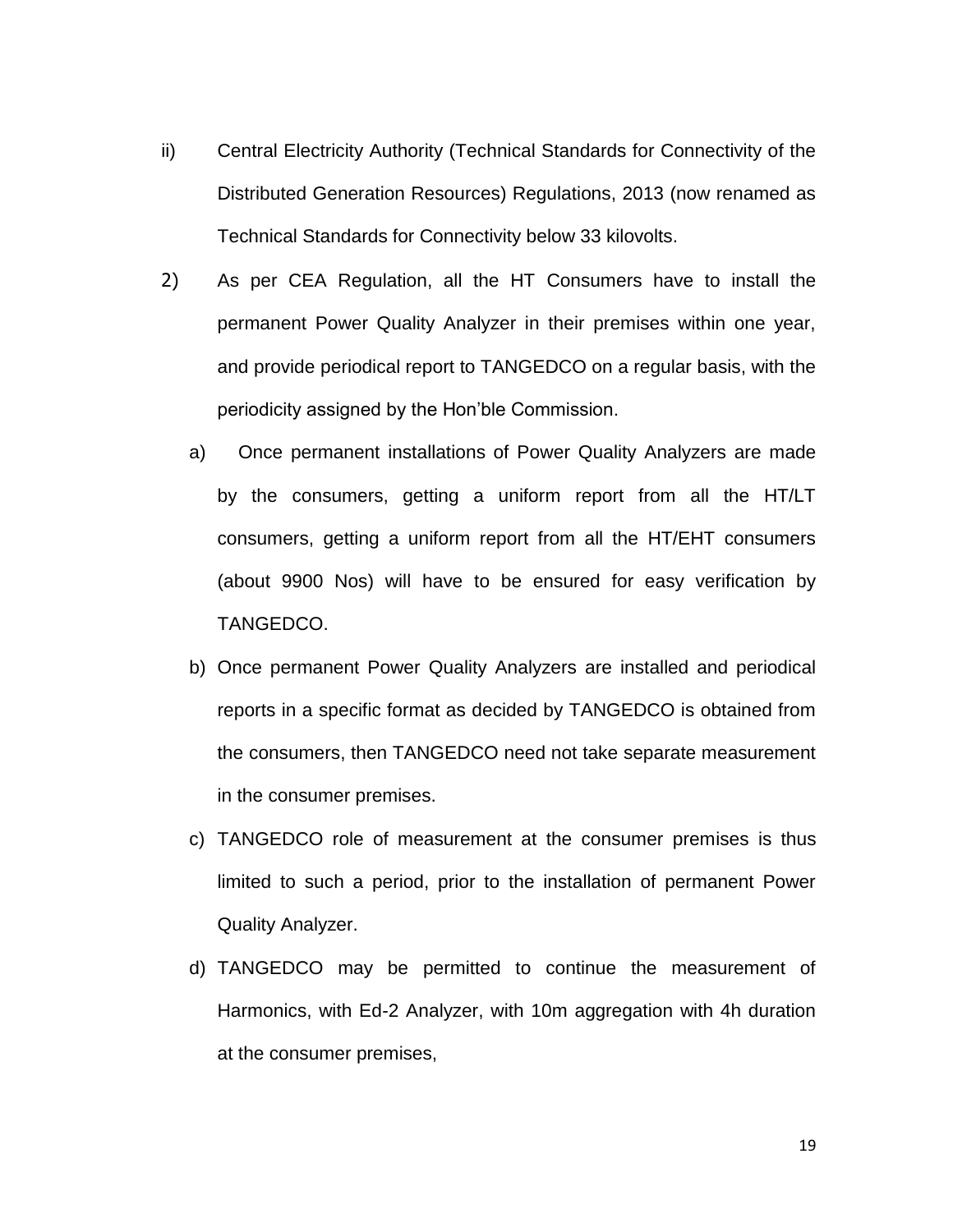ii) Central Electricity Authority (Technical Standards for Connectivity of the Distributed Generation Resources) Regulations, 2013 (now renamed as Technical Standards for Connectivity below 33 kilovolts.

2) As per CEA Regulation, all the HT Consumers have to install the permanent Power Quality Analyzer in their premises within one year, and provide periodical report to TANGEDCO on a regular basis, with the periodicity assigned by the Hon'ble Commission.

   a) Once permanent installations of Power Quality Analyzers are made by the consumers, getting a uniform report from all the HT/LT consumers, getting a uniform report from all the HT/EHT consumers (about 9900 Nos) will have to be ensured for easy verification by TANGEDCO.

   b) Once permanent Power Quality Analyzers are installed and periodical reports in a specific format as decided by TANGEDCO is obtained from the consumers, then TANGEDCO need not take separate measurement in the consumer premises.

   c) TANGEDCO role of measurement at the consumer premises is thus limited to such a period, prior to the installation of permanent Power Quality Analyzer.

   d) TANGEDCO may be permitted to continue the measurement of Harmonics, with Ed-2 Analyzer, with 10m aggregation with 4h duration at the consumer premises,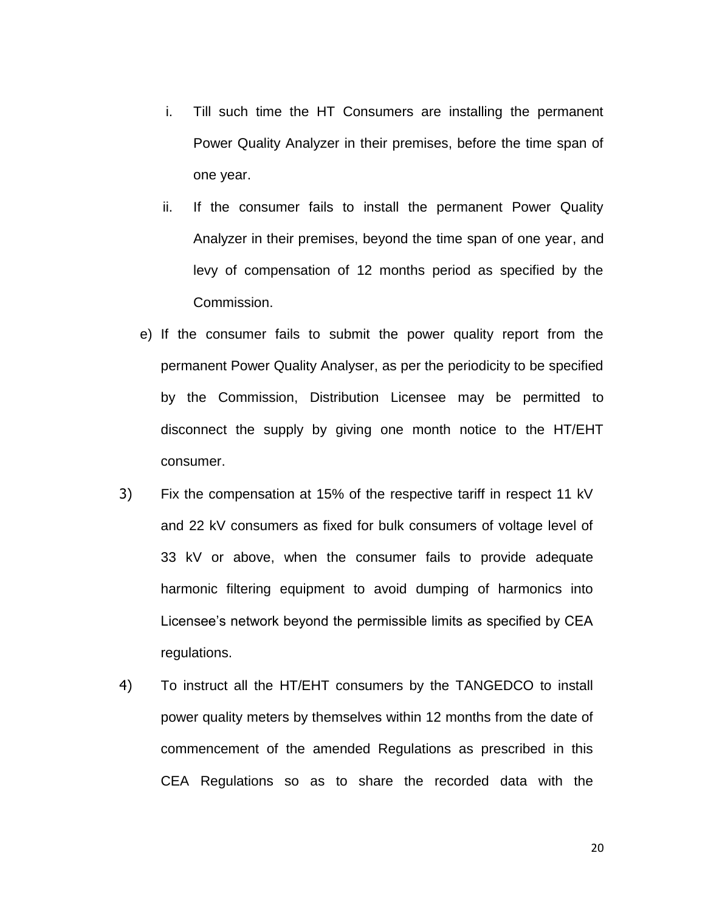i. Till such time the HT Consumers are installing the permanent Power Quality Analyzer in their premises, before the time span of one year.

ii. If the consumer fails to install the permanent Power Quality Analyzer in their premises, beyond the time span of one year, and levy of compensation of 12 months period as specified by the Commission.

e) If the consumer fails to submit the power quality report from the permanent Power Quality Analyser, as per the periodicity to be specified by the Commission, Distribution Licensee may be permitted to disconnect the supply by giving one month notice to the HT/EHT consumer.

3) Fix the compensation at 15% of the respective tariff in respect 11 kV and 22 kV consumers as fixed for bulk consumers of voltage level of 33 kV or above, when the consumer fails to provide adequate harmonic filtering equipment to avoid dumping of harmonics into Licensee's network beyond the permissible limits as specified by CEA regulations.

4) To instruct all the HT/EHT consumers by the TANGEDCO to install power quality meters by themselves within 12 months from the date of commencement of the amended Regulations as prescribed in this CEA Regulations so as to share the recorded data with the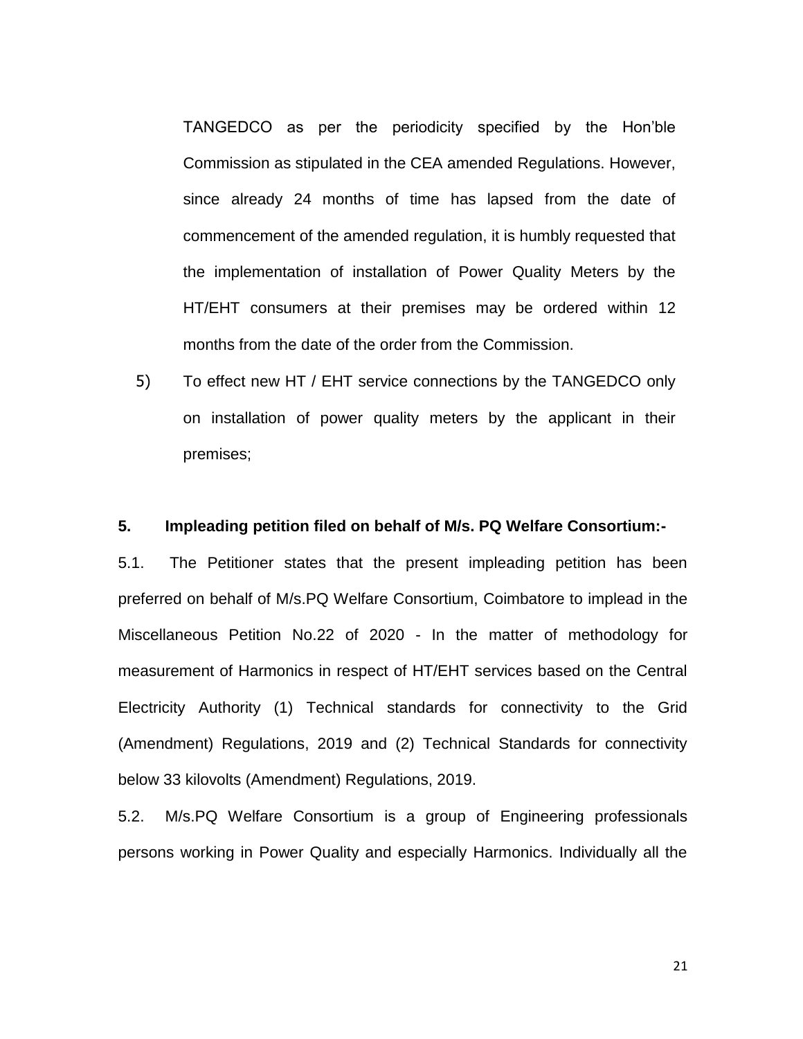TANGEDCO as per the periodicity specified by the Hon'ble Commission as stipulated in the CEA amended Regulations. However, since already 24 months of time has lapsed from the date of commencement of the amended regulation, it is humbly requested that the implementation of installation of Power Quality Meters by the HT/EHT consumers at their premises may be ordered within 12 months from the date of the order from the Commission.

5) To effect new HT / EHT service connections by the TANGEDCO only on installation of power quality meters by the applicant in their premises;

**5. Impleading petition filed on behalf of M/s. PQ Welfare Consortium:-**

5.1. The Petitioner states that the present impleading petition has been preferred on behalf of M/s.PQ Welfare Consortium, Coimbatore to implead in the Miscellaneous Petition No.22 of 2020 - In the matter of methodology for measurement of Harmonics in respect of HT/EHT services based on the Central Electricity Authority (1) Technical standards for connectivity to the Grid (Amendment) Regulations, 2019 and (2) Technical Standards for connectivity below 33 kilovolts (Amendment) Regulations, 2019.

5.2. M/s.PQ Welfare Consortium is a group of Engineering professionals persons working in Power Quality and especially Harmonics. Individually all the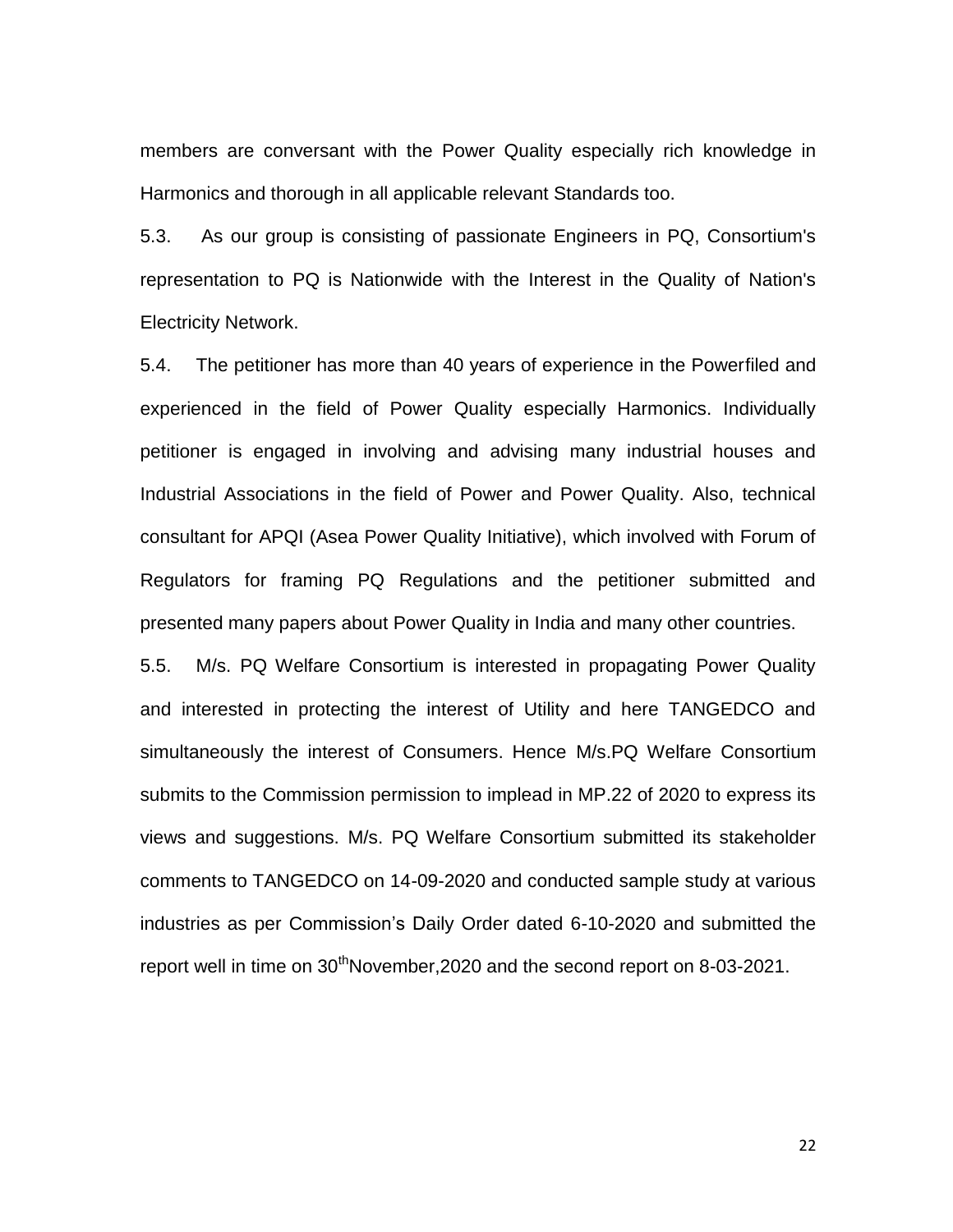members are conversant with the Power Quality especially rich knowledge in Harmonics and thorough in all applicable relevant Standards too.

5.3. As our group is consisting of passionate Engineers in PQ, Consortium's representation to PQ is Nationwide with the Interest in the Quality of Nation's Electricity Network.

5.4. The petitioner has more than 40 years of experience in the Powerfiled and experienced in the field of Power Quality especially Harmonics. Individually petitioner is engaged in involving and advising many industrial houses and Industrial Associations in the field of Power and Power Quality. Also, technical consultant for APQI (Asea Power Quality Initiative), which involved with Forum of Regulators for framing PQ Regulations and the petitioner submitted and presented many papers about Power Quality in India and many other countries.

5.5. M/s. PQ Welfare Consortium is interested in propagating Power Quality and interested in protecting the interest of Utility and here TANGEDCO and simultaneously the interest of Consumers. Hence M/s.PQ Welfare Consortium submits to the Commission permission to implead in MP.22 of 2020 to express its views and suggestions. M/s. PQ Welfare Consortium submitted its stakeholder comments to TANGEDCO on 14-09-2020 and conducted sample study at various industries as per Commission's Daily Order dated 6-10-2020 and submitted the report well in time on 30thNovember,2020 and the second report on 8-03-2021.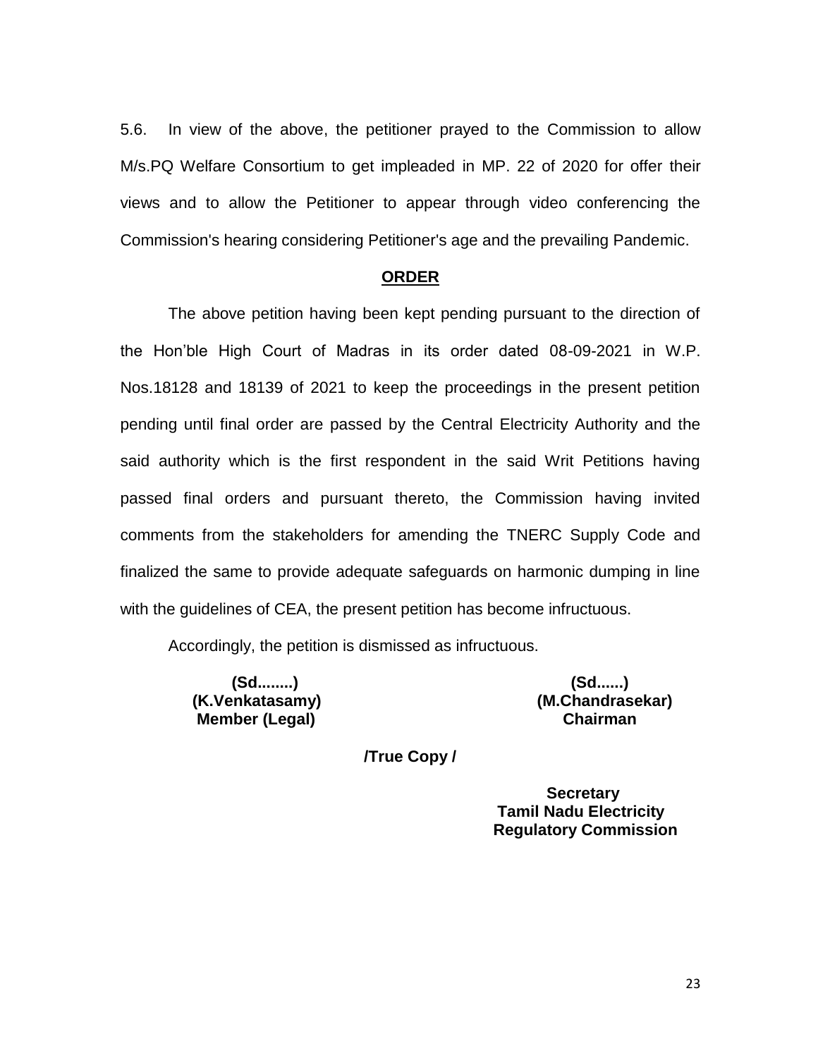5.6. In view of the above, the petitioner prayed to the Commission to allow M/s.PQ Welfare Consortium to get impleaded in MP. 22 of 2020 for offer their views and to allow the Petitioner to appear through video conferencing the Commission's hearing considering Petitioner's age and the prevailing Pandemic.

## ORDER

The above petition having been kept pending pursuant to the direction of the Hon'ble High Court of Madras in its order dated 08-09-2021 in W.P. Nos.18128 and 18139 of 2021 to keep the proceedings in the present petition pending until final order are passed by the Central Electricity Authority and the said authority which is the first respondent in the said Writ Petitions having passed final orders and pursuant thereto, the Commission having invited comments from the stakeholders for amending the TNERC Supply Code and finalized the same to provide adequate safeguards on harmonic dumping in line with the guidelines of CEA, the present petition has become infructuous.

Accordingly, the petition is dismissed as infructuous.

**(Sd........)**
**(K.Venkatasamy)**
**Member (Legal)**

**(Sd......)**
**(M.Chandrasekar)**
**Chairman**

**/True Copy /**

**Secretary**
**Tamil Nadu Electricity**
**Regulatory Commission**